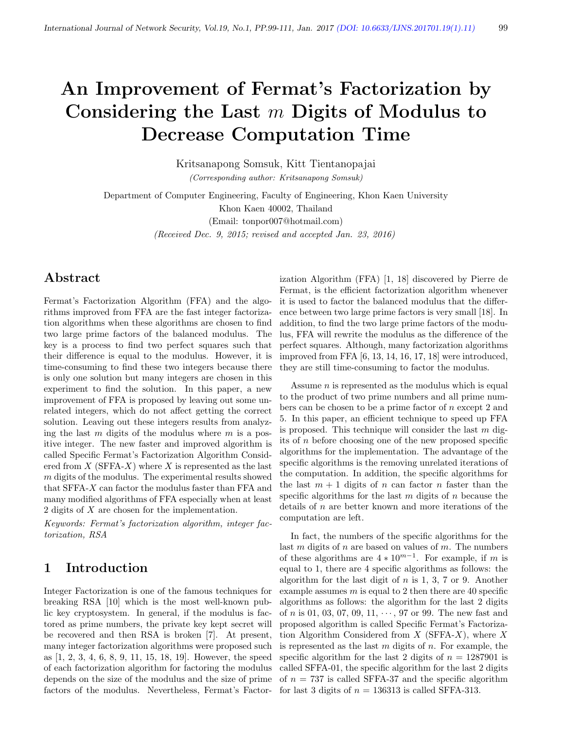# An Improvement of Fermat's Factorization by Considering the Last $m$ Digits of Modulus to Decrease Computation Time

Kritsanapong Somsuk, Kitt Tientanopajai

*(Corresponding author: Kritsanapong Somsuk)*

Department of Computer Engineering, Faculty of Engineering, Khon Kaen University

Khon Kaen 40002, Thailand

(Email: tonpor007@hotmail.com)

*(Received Dec. 9, 2015; revised and accepted Jan. 23, 2016)*

## Abstract

Fermat's Factorization Algorithm (FFA) and the algorithms improved from FFA are the fast integer factorization algorithms when these algorithms are chosen to find two large prime factors of the balanced modulus. The key is a process to find two perfect squares such that their difference is equal to the modulus. However, it is time-consuming to find these two integers because there is only one solution but many integers are chosen in this experiment to find the solution. In this paper, a new improvement of FFA is proposed by leaving out some unrelated integers, which do not affect getting the correct solution. Leaving out these integers results from analyzing the last $m$ digits of the modulus where $m$ is a positive integer. The new faster and improved algorithm is called Specific Fermat's Factorization Algorithm Considered from $X$ (SFFA-$X$) where $X$ is represented as the last $m$ digits of the modulus. The experimental results showed that SFFA-$X$ can factor the modulus faster than FFA and many modified algorithms of FFA especially when at least 2 digits of $X$ are chosen for the implementation.

*Keywords: Fermat's factorization algorithm, integer factorization, RSA*

## 1 Introduction

Integer Factorization is one of the famous techniques for breaking RSA [10] which is the most well-known public key cryptosystem. In general, if the modulus is factored as prime numbers, the private key kept secret will be recovered and then RSA is broken [7]. At present, many integer factorization algorithms were proposed such as [1, 2, 3, 4, 6, 8, 9, 11, 15, 18, 19]. However, the speed of each factorization algorithm for factoring the modulus depends on the size of the modulus and the size of prime factors of the modulus. Nevertheless, Fermat's Factorization Algorithm (FFA) [1, 18] discovered by Pierre de Fermat, is the efficient factorization algorithm whenever it is used to factor the balanced modulus that the difference between two large prime factors is very small [18]. In addition, to find the two large prime factors of the modulus, FFA will rewrite the modulus as the difference of the perfect squares. Although, many factorization algorithms improved from FFA [6, 13, 14, 16, 17, 18] were introduced, they are still time-consuming to factor the modulus.

Assume $n$ is represented as the modulus which is equal to the product of two prime numbers and all prime numbers can be chosen to be a prime factor of $n$ except 2 and 5. In this paper, an efficient technique to speed up FFA is proposed. This technique will consider the last $m$ digits of $n$ before choosing one of the new proposed specific algorithms for the implementation. The advantage of the specific algorithms is the removing unrelated iterations of the computation. In addition, the specific algorithms for the last $m+1$ digits of $n$ can factor $n$ faster than the specific algorithms for the last $m$ digits of $n$ because the details of $n$ are better known and more iterations of the computation are left.

In fact, the numbers of the specific algorithms for the last $m$ digits of $n$ are based on values of $m$. The numbers of these algorithms are $4 * 10^{m-1}$. For example, if $m$ is equal to 1, there are 4 specific algorithms as follows: the algorithm for the last digit of $n$ is 1, 3, 7 or 9. Another example assumes $m$ is equal to 2 then there are 40 specific algorithms as follows: the algorithm for the last 2 digits of $n$ is 01, 03, 07, 09, 11, $\cdots$, 97 or 99. The new fast and proposed algorithm is called Specific Fermat's Factorization Algorithm Considered from $X$ (SFFA-$X$), where $X$ is represented as the last $m$ digits of $n$. For example, the specific algorithm for the last 2 digits of $n = 1287901$ is called SFFA-01, the specific algorithm for the last 2 digits of $n = 737$ is called SFFA-37 and the specific algorithm for last 3 digits of $n = 136313$ is called SFFA-313.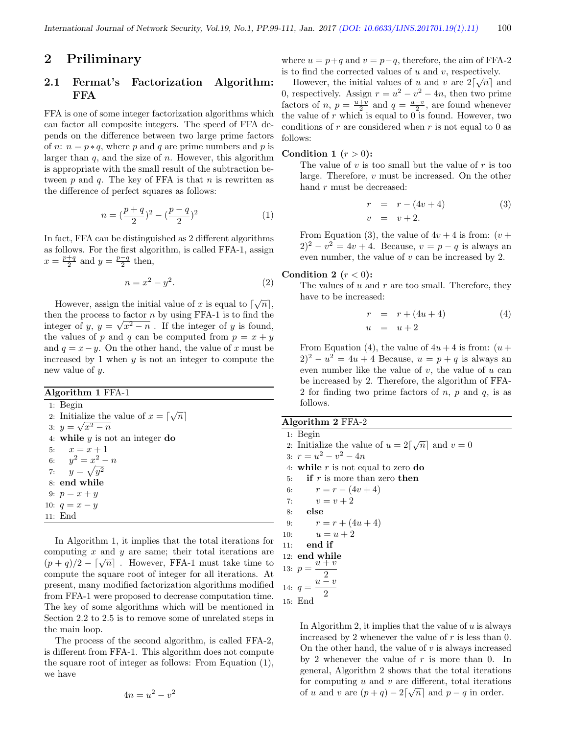## 2 Priliminary

### 2.1 Fermat's Factorization Algorithm: FFA

FFA is one of some integer factorization algorithms which can factor all composite integers. The speed of FFA depends on the difference between two large prime factors of $n$: $n = p * q$, where $p$ and $q$ are prime numbers and $p$ is larger than $q$, and the size of $n$. However, this algorithm is appropriate with the small result of the subtraction between $p$ and $q$. The key of FFA is that $n$ is rewritten as the difference of perfect squares as follows:

$$n = (\frac{p+q}{2})^2 - (\frac{p-q}{2})^2 \tag{1}$$

In fact, FFA can be distinguished as 2 different algorithms as follows. For the first algorithm, is called FFA-1, assign $x = \frac{p+q}{2}$ and $y = \frac{p-q}{2}$ then,

$$n = x^2 - y^2. \tag{2}$$

However, assign the initial value of $x$ is equal to $\lceil\sqrt{n}\rceil$, then the process to factor $n$ by using FFA-1 is to find the integer of $y$, $y = \sqrt{x^2 - n}$ . If the integer of $y$ is found, the values of $p$ and $q$ can be computed from $p = x + y$ and $q = x - y$. On the other hand, the value of $x$ must be increased by 1 when $y$ is not an integer to compute the new value of $y$.

**Algorithm 1** FFA-1

```
1:  Begin
2:  Initialize the value of x = ⌈√n⌉
3:  y = √(x² − n)
4:  while y is not an integer do
5:      x = x + 1
6:      y² = x² − n
7:      y = √(y²)
8:  end while
9:  p = x + y
10: q = x − y
11: End
```

In Algorithm 1, it implies that the total iterations for computing $x$ and $y$ are same; their total iterations are $(p + q)/2 - \lceil\sqrt{n}\rceil$ . However, FFA-1 must take time to compute the square root of integer for all iterations. At present, many modified factorization algorithms modified from FFA-1 were proposed to decrease computation time. The key of some algorithms which will be mentioned in Section 2.2 to 2.5 is to remove some of unrelated steps in the main loop.

The process of the second algorithm, is called FFA-2, is different from FFA-1. This algorithm does not compute the square root of integer as follows: From Equation (1), we have

$$4n = u^2 - v^2$$

where $u = p+q$ and $v = p-q$, therefore, the aim of FFA-2 is to find the corrected values of $u$ and $v$, respectively.

However, the initial values of $u$ and $v$ are $2\lceil\sqrt{n}\rceil$ and 0, respectively. Assign $r = u^2 - v^2 - 4n$, then two prime factors of $n$, $p = \frac{u+v}{2}$ and $q = \frac{u-v}{2}$, are found whenever the value of $r$ which is equal to 0 is found. However, two conditions of $r$ are considered when $r$ is not equal to 0 as follows:

**Condition 1** ($r > 0$)**:**
The value of $v$ is too small but the value of $r$ is too large. Therefore, $v$ must be increased. On the other hand $r$ must be decreased:

$$\begin{aligned} r &= r - (4v + 4) \\ v &= v + 2. \end{aligned} \tag{3}$$

From Equation (3), the value of $4v + 4$ is from: $(v + 2)^2 - v^2 = 4v + 4$. Because, $v = p - q$ is always an even number, the value of $v$ can be increased by 2.

**Condition 2** ($r < 0$)**:**
The values of $u$ and $r$ are too small. Therefore, they have to be increased:

$$\begin{aligned} r &= r + (4u + 4) \\ u &= u + 2 \end{aligned} \tag{4}$$

From Equation (4), the value of $4u + 4$ is from: $(u + 2)^2 - u^2 = 4u + 4$ Because, $u = p + q$ is always an even number like the value of $v$, the value of $u$ can be increased by 2. Therefore, the algorithm of FFA-2 for finding two prime factors of $n$, $p$ and $q$, is as follows.

**Algorithm 2** FFA-2

```
1:  Begin
2:  Initialize the value of u = 2⌈√n⌉ and v = 0
3:  r = u² − v² − 4n
4:  while r is not equal to zero do
5:      if r is more than zero then
6:          r = r − (4v + 4)
7:          v = v + 2
8:      else
9:          r = r + (4u + 4)
10:         u = u + 2
11:     end if
12: end while
13: p = (u + v)/2
14: q = (u − v)/2
15: End
```

In Algorithm 2, it implies that the value of $u$ is always increased by 2 whenever the value of $r$ is less than 0. On the other hand, the value of $v$ is always increased by 2 whenever the value of $r$ is more than 0. In general, Algorithm 2 shows that the total iterations for computing $u$ and $v$ are different, total iterations of $u$ and $v$ are $(p + q) - 2\lceil\sqrt{n}\rceil$ and $p - q$ in order.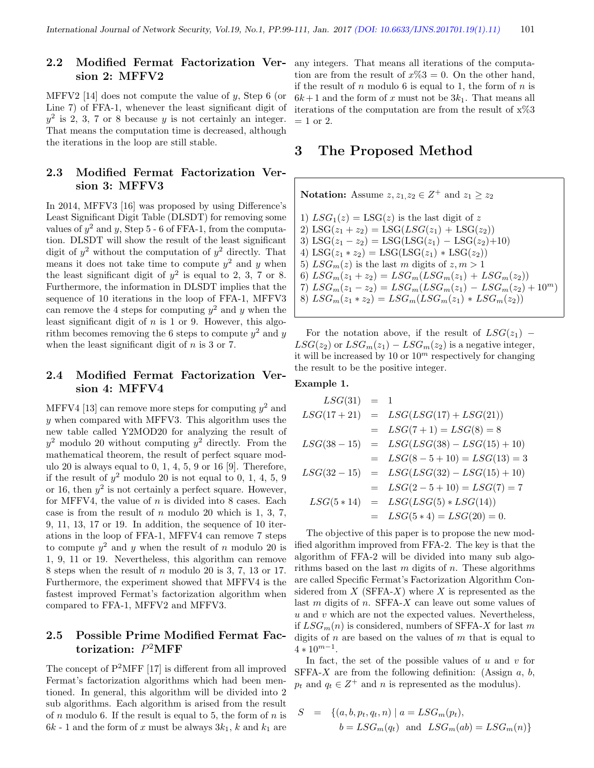### 2.2 Modified Fermat Factorization Version 2: MFFV2

MFFV2 [14] does not compute the value of $y$, Step 6 (or Line 7) of FFA-1, whenever the least significant digit of $y^2$ is 2, 3, 7 or 8 because $y$ is not certainly an integer. That means the computation time is decreased, although the iterations in the loop are still stable.

### 2.3 Modified Fermat Factorization Version 3: MFFV3

In 2014, MFFV3 [16] was proposed by using Difference's Least Significant Digit Table (DLSDT) for removing some values of $y^2$ and $y$, Step 5 - 6 of FFA-1, from the computation. DLSDT will show the result of the least significant digit of $y^2$ without the computation of $y^2$ directly. That means it does not take time to compute $y^2$ and $y$ when the least significant digit of $y^2$ is equal to 2, 3, 7 or 8. Furthermore, the information in DLSDT implies that the sequence of 10 iterations in the loop of FFA-1, MFFV3 can remove the 4 steps for computing $y^2$ and $y$ when the least significant digit of $n$ is 1 or 9. However, this algorithm becomes removing the 6 steps to compute $y^2$ and $y$ when the least significant digit of $n$ is 3 or 7.

### 2.4 Modified Fermat Factorization Version 4: MFFV4

MFFV4 [13] can remove more steps for computing $y^2$ and $y$ when compared with MFFV3. This algorithm uses the new table called Y2MOD20 for analyzing the result of $y^2$ modulo 20 without computing $y^2$ directly. From the mathematical theorem, the result of perfect square modulo 20 is always equal to 0, 1, 4, 5, 9 or 16 [9]. Therefore, if the result of $y^2$ modulo 20 is not equal to 0, 1, 4, 5, 9 or 16, then $y^2$ is not certainly a perfect square. However, for MFFV4, the value of $n$ is divided into 8 cases. Each case is from the result of $n$ modulo 20 which is 1, 3, 7, 9, 11, 13, 17 or 19. In addition, the sequence of 10 iterations in the loop of FFA-1, MFFV4 can remove 7 steps to compute $y^2$ and $y$ when the result of $n$ modulo 20 is 1, 9, 11 or 19. Nevertheless, this algorithm can remove 8 steps when the result of $n$ modulo 20 is 3, 7, 13 or 17. Furthermore, the experiment showed that MFFV4 is the fastest improved Fermat's factorization algorithm when compared to FFA-1, MFFV2 and MFFV3.

### 2.5 Possible Prime Modified Fermat Factorization: $P^2$MFF

The concept of $P^2$MFF [17] is different from all improved Fermat's factorization algorithms which had been mentioned. In general, this algorithm will be divided into 2 sub algorithms. Each algorithm is arised from the result of $n$ modulo 6. If the result is equal to 5, the form of $n$ is $6k$ - 1 and the form of $x$ must be always $3k_1$, $k$ and $k_1$ are any integers. That means all iterations of the computation are from the result of $x\%3 = 0$. On the other hand, if the result of $n$ modulo 6 is equal to 1, the form of $n$ is $6k + 1$ and the form of $x$ must not be $3k_1$. That means all iterations of the computation are from the result of x%3 = 1 or 2.

## 3 The Proposed Method

**Notation:** Assume $z, z_1, z_2 \in Z^+$ and $z_1 \geq z_2$

1) $LSG_1(z) = \text{LSG}(z)$ is the last digit of $z$
2) $\text{LSG}(z_1 + z_2) = \text{LSG}(LSG(z_1) + \text{LSG}(z_2))$
3) $\text{LSG}(z_1 - z_2) = \text{LSG}(\text{LSG}(z_1) - \text{LSG}(z_2) + 10)$
4) $\text{LSG}(z_1 * z_2) = \text{LSG}(\text{LSG}(z_1) * \text{LSG}(z_2))$
5) $LSG_m(z)$ is the last $m$ digits of $z, m > 1$
6) $LSG_m(z_1 + z_2) = LSG_m(LSG_m(z_1) + LSG_m(z_2))$
7) $LSG_m(z_1 - z_2) = LSG_m(LSG_m(z_1) - LSG_m(z_2) + 10^m)$
8) $LSG_m(z_1 * z_2) = LSG_m(LSG_m(z_1) * LSG_m(z_2))$

For the notation above, if the result of $LSG(z_1) - LSG(z_2)$ or $LSG_m(z_1) - LSG_m(z_2)$ is a negative integer, it will be increased by 10 or $10^m$ respectively for changing the result to be the positive integer.

**Example 1.**

$$
\begin{aligned}
LSG(31) &= 1 \\
LSG(17+21) &= LSG(LSG(17) + LSG(21)) \\
&= LSG(7+1) = LSG(8) = 8 \\
LSG(38-15) &= LSG(LSG(38) - LSG(15) + 10) \\
&= LSG(8-5+10) = LSG(13) = 3 \\
LSG(32-15) &= LSG(LSG(32) - LSG(15) + 10) \\
&= LSG(2-5+10) = LSG(7) = 7 \\
LSG(5*14) &= LSG(LSG(5) * LSG(14)) \\
&= LSG(5*4) = LSG(20) = 0.
\end{aligned}
$$

The objective of this paper is to propose the new modified algorithm improved from FFA-2. The key is that the algorithm of FFA-2 will be divided into many sub algorithms based on the last $m$ digits of $n$. These algorithms are called Specific Fermat's Factorization Algorithm Considered from $X$ (SFFA-$X$) where $X$ is represented as the last $m$ digits of $n$. SFFA-$X$ can leave out some values of $u$ and $v$ which are not the expected values. Nevertheless, if $LSG_m(n)$ is considered, numbers of SFFA-$X$ for last $m$ digits of $n$ are based on the values of $m$ that is equal to $4 * 10^{m-1}$.

In fact, the set of the possible values of $u$ and $v$ for SFFA-$X$ are from the following definition: (Assign $a$, $b$, $p_t$ and $q_t \in Z^+$ and $n$ is represented as the modulus).

$$
\begin{aligned}
S \;=\; &\{(a, b, p_t, q_t, n) \mid a = LSG_m(p_t), \\
&\; b = LSG_m(q_t) \text{ and } LSG_m(ab) = LSG_m(n)\}
\end{aligned}
$$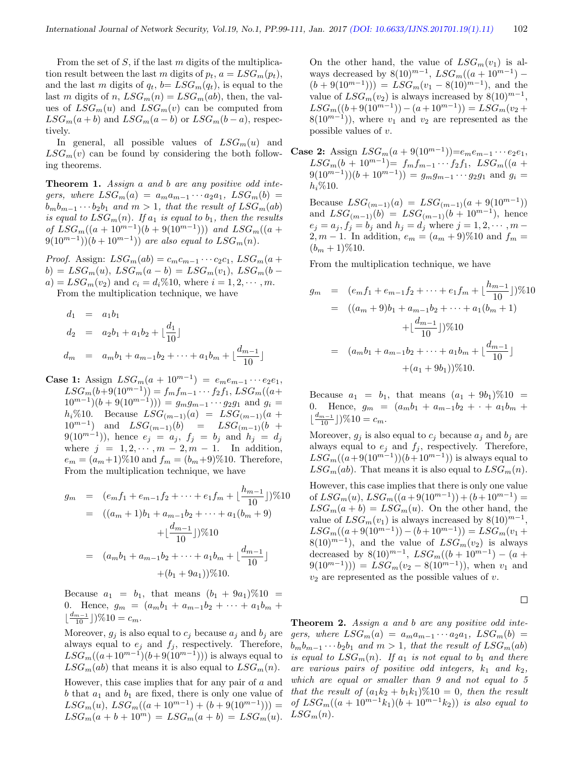From the set of $S$, if the last $m$ digits of the multiplication result between the last $m$ digits of $p_t$, $a = LSG_m(p_t)$, and the last $m$ digits of $q_t$, $b= LSG_m(q_t)$, is equal to the last $m$ digits of $n$, $LSG_m(n) = LSG_m(ab)$, then, the values of $LSG_m(u)$ and $LSG_m(v)$ can be computed from $LSG_m(a+b)$ and $LSG_m(a-b)$ or $LSG_m(b-a)$, respectively.

In general, all possible values of $LSG_m(u)$ and $LSG_m(v)$ can be found by considering the both following theorems.

**Theorem 1.** *Assign $a$ and $b$ are any positive odd integers, where $LSG_m(a) = a_m a_{m-1}\cdots a_2 a_1$, $LSG_m(b) = b_m b_{m-1}\cdots b_2 b_1$ and $m > 1$, that the result of $LSG_m(ab)$ is equal to $LSG_m(n)$. If $a_1$ is equal to $b_1$, then the results of $LSG_m((a+10^{m-1})(b+9(10^{m-1})))$ and $LSG_m((a+9(10^{m-1}))(b+10^{m-1}))$ are also equal to $LSG_m(n)$.*

*Proof.* Assign: $LSG_m(ab) = c_m c_{m-1}\cdots c_2 c_1$, $LSG_m(a+b) = LSG_m(u)$, $LSG_m(a-b) = LSG_m(v_1)$, $LSG_m(b-a) = LSG_m(v_2)$ and $c_i = d_i\%10$, where $i = 1, 2, \cdots, m$.

From the multiplication technique, we have

$$
\begin{aligned}
d_1 &= a_1 b_1\\
d_2 &= a_2 b_1 + a_1 b_2 + \lfloor \frac{d_1}{10} \rfloor\\
d_m &= a_m b_1 + a_{m-1} b_2 + \cdots + a_1 b_m + \lfloor \frac{d_{m-1}}{10} \rfloor
\end{aligned}
$$

**Case 1:** Assign $LSG_m(a+10^{m-1}) = e_m e_{m-1}\cdots e_2 e_1$, $LSG_m(b+9(10^{m-1})) = f_m f_{m-1}\cdots f_2 f_1$, $LSG_m((a+10^{m-1})(b+9(10^{m-1}))) = g_m g_{m-1}\cdots g_2 g_1$ and $g_i = h_i\%10$. Because $LSG_{(m-1)}(a) = LSG_{(m-1)}(a+10^{m-1})$ and $LSG_{(m-1)}(b) = LSG_{(m-1)}(b+9(10^{m-1}))$, hence $e_j = a_j$, $f_j = b_j$ and $h_j = d_j$ where $j = 1, 2, \cdots, m-2, m-1$. In addition, $e_m = (a_m+1)\%10$ and $f_m = (b_m+9)\%10$. Therefore, From the multiplication technique, we have

$$
\begin{aligned}
g_m &= (e_m f_1 + e_{m-1} f_2 + \cdots + e_1 f_m + \lfloor \frac{h_{m-1}}{10} \rfloor)\%10\\
&= ((a_m+1)b_1 + a_{m-1}b_2 + \cdots + a_1(b_m+9)\\
&\quad + \lfloor \frac{d_{m-1}}{10} \rfloor)\%10\\
&= (a_m b_1 + a_{m-1}b_2 + \cdots + a_1 b_m + \lfloor \frac{d_{m-1}}{10} \rfloor\\
&\quad + (b_1 + 9a_1))\%10.
\end{aligned}
$$

Because $a_1 = b_1$, that means $(b_1 + 9a_1)\%10 = 0$. Hence, $g_m = (a_m b_1 + a_{m-1} b_2 + \cdots + a_1 b_m + \lfloor \frac{d_{m-1}}{10} \rfloor)\%10 = c_m$.

Moreover, $g_j$ is also equal to $c_j$ because $a_j$ and $b_j$ are always equal to $e_j$ and $f_j$, respectively. Therefore, $LSG_m((a+10^{m-1})(b+9(10^{m-1})))$ is always equal to $LSG_m(ab)$ that means it is also equal to $LSG_m(n)$.

However, this case implies that for any pair of $a$ and $b$ that $a_1$ and $b_1$ are fixed, there is only one value of $LSG_m(u)$, $LSG_m((a+10^{m-1}) + (b+9(10^{m-1}))) = LSG_m(a+b+10^m) = LSG_m(a+b) = LSG_m(u)$. On the other hand, the value of $LSG_m(v_1)$ is always decreased by $8(10)^{m-1}$, $LSG_m((a+10^{m-1}) - (b+9(10^{m-1}))) = LSG_m(v_1 - 8(10)^{m-1})$, and the value of $LSG_m(v_2)$ is always increased by $8(10)^{m-1}$, $LSG_m((b+9(10^{m-1})) - (a+10^{m-1})) = LSG_m(v_2 + 8(10^{m-1}))$, where $v_1$ and $v_2$ are represented as the possible values of $v$.

**Case 2:** Assign $LSG_m(a+9(10^{m-1}))=e_m e_{m-1}\cdots e_2 e_1$, $LSG_m(b+10^{m-1})= f_m f_{m-1}\cdots f_2 f_1$, $LSG_m((a+9(10^{m-1}))(b+10^{m-1})) = g_m g_{m-1}\cdots g_2 g_1$ and $g_i = h_i\%10$.

Because $LSG_{(m-1)}(a) = LSG_{(m-1)}(a+9(10^{m-1}))$ and $LSG_{(m-1)}(b) = LSG_{(m-1)}(b+10^{m-1})$, hence $e_j = a_j, f_j = b_j$ and $h_j = d_j$ where $j = 1, 2, \cdots, m-2, m-1$. In addition, $e_m = (a_m+9)\%10$ and $f_m = (b_m+1)\%10$.

From the multiplication technique, we have

$$
\begin{aligned}
g_m &= (e_m f_1 + e_{m-1} f_2 + \cdots + e_1 f_m + \lfloor \frac{h_{m-1}}{10} \rfloor)\%10\\
&= ((a_m+9)b_1 + a_{m-1}b_2 + \cdots + a_1(b_m+1)\\
&\quad + \lfloor \frac{d_{m-1}}{10} \rfloor)\%10\\
&= (a_m b_1 + a_{m-1}b_2 + \cdots + a_1 b_m + \lfloor \frac{d_{m-1}}{10} \rfloor\\
&\quad + (a_1 + 9b_1))\%10.
\end{aligned}
$$

Because $a_1 = b_1$, that means $(a_1 + 9b_1)\%10 = 0$. Hence, $g_m = (a_m b_1 + a_{m-1} b_2 + \cdot + a_1 b_m + \lfloor \frac{d_{m-1}}{10} \rfloor)\%10 = c_m$.

Moreover, $g_j$ is also equal to $c_j$ because $a_j$ and $b_j$ are always equal to $e_j$ and $f_j$, respectively. Therefore, $LSG_m((a+9(10^{m-1}))(b+10^{m-1}))$ is always equal to $LSG_m(ab)$. That means it is also equal to $LSG_m(n)$.

However, this case implies that there is only one value of $LSG_m(u)$, $LSG_m((a+9(10^{m-1})) + (b+10^{m-1}) = LSG_m(a+b) = LSG_m(u)$. On the other hand, the value of $LSG_m(v_1)$ is always increased by $8(10)^{m-1}$, $LSG_m((a+9(10^{m-1})) - (b+10^{m-1})) = LSG_m(v_1 + 8(10)^{m-1})$, and the value of $LSG_m(v_2)$ is always decreased by $8(10)^{m-1}$, $LSG_m((b+10^{m-1}) - (a+9(10^{m-1}))) = LSG_m(v_2 - 8(10^{m-1}))$, when $v_1$ and $v_2$ are represented as the possible values of $v$.

□

**Theorem 2.** *Assign $a$ and $b$ are any positive odd integers, where $LSG_m(a) = a_m a_{m-1}\cdots a_2 a_1$, $LSG_m(b) = b_m b_{m-1}\cdots b_2 b_1$ and $m > 1$, that the result of $LSG_m(ab)$ is equal to $LSG_m(n)$. If $a_1$ is not equal to $b_1$ and there are various pairs of positive odd integers, $k_1$ and $k_2$, which are equal or smaller than 9 and not equal to 5 that the result of $(a_1 k_2 + b_1 k_1)\%10 = 0$, then the result of $LSG_m((a+10^{m-1}k_1)(b+10^{m-1}k_2))$ is also equal to $LSG_m(n)$.*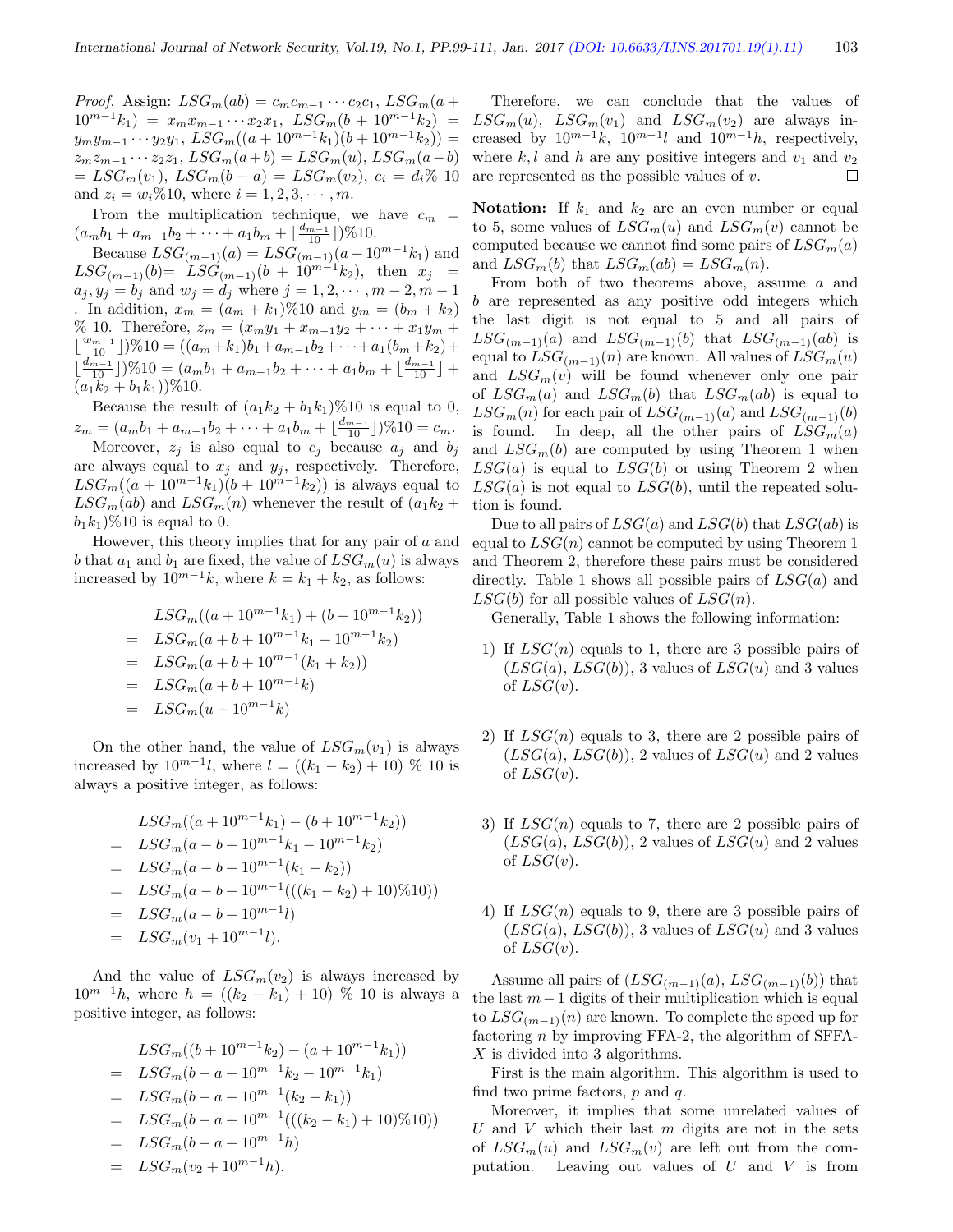*Proof.* Assign: $LSG_m(ab) = c_m c_{m-1} \cdots c_2 c_1$, $LSG_m(a + 10^{m-1}k_1) = x_m x_{m-1} \cdots x_2 x_1$, $LSG_m(b + 10^{m-1}k_2) = y_m y_{m-1} \cdots y_2 y_1$, $LSG_m((a + 10^{m-1}k_1)(b + 10^{m-1}k_2)) = z_m z_{m-1} \cdots z_2 z_1$, $LSG_m(a+b) = LSG_m(u)$, $LSG_m(a-b) = LSG_m(v_1)$, $LSG_m(b-a) = LSG_m(v_2)$, $c_i = d_i \% 10$ and $z_i = w_i \% 10$, where $i = 1, 2, 3, \cdots, m$.

From the multiplication technique, we have $c_m = (a_m b_1 + a_{m-1} b_2 + \cdots + a_1 b_m + \lfloor \frac{d_{m-1}}{10} \rfloor) \% 10$.

Because $LSG_{(m-1)}(a) = LSG_{(m-1)}(a + 10^{m-1}k_1)$ and $LSG_{(m-1)}(b) = LSG_{(m-1)}(b + 10^{m-1}k_2)$, then $x_j = a_j, y_j = b_j$ and $w_j = d_j$ where $j = 1, 2, \cdots, m-2, m-1$. In addition, $x_m = (a_m + k_1)\%10$ and $y_m = (b_m + k_2)$ % 10. Therefore, $z_m = (x_m y_1 + x_{m-1} y_2 + \cdots + x_1 y_m + \lfloor \frac{w_{m-1}}{10} \rfloor) \% 10 = ((a_m + k_1) b_1 + a_{m-1} b_2 + \cdots + a_1 (b_m + k_2) + \lfloor \frac{d_{m-1}}{10} \rfloor) \% 10 = (a_m b_1 + a_{m-1} b_2 + \cdots + a_1 b_m + \lfloor \frac{d_{m-1}}{10} \rfloor + (a_1 k_2 + b_1 k_1)) \% 10$.

Because the result of $(a_1 k_2 + b_1 k_1)\%10$ is equal to 0, $z_m = (a_m b_1 + a_{m-1} b_2 + \cdots + a_1 b_m + \lfloor \frac{d_{m-1}}{10} \rfloor) \% 10 = c_m$.

Moreover, $z_j$ is also equal to $c_j$ because $a_j$ and $b_j$ are always equal to $x_j$ and $y_j$, respectively. Therefore, $LSG_m((a + 10^{m-1}k_1)(b + 10^{m-1}k_2))$ is always equal to $LSG_m(ab)$ and $LSG_m(n)$ whenever the result of $(a_1 k_2 + b_1 k_1)\%10$ is equal to 0.

However, this theory implies that for any pair of $a$ and $b$ that $a_1$ and $b_1$ are fixed, the value of $LSG_m(u)$ is always increased by $10^{m-1}k$, where $k = k_1 + k_2$, as follows:

$$
\begin{aligned}
& LSG_m((a + 10^{m-1}k_1) + (b + 10^{m-1}k_2)) \\
= \ & LSG_m(a + b + 10^{m-1}k_1 + 10^{m-1}k_2) \\
= \ & LSG_m(a + b + 10^{m-1}(k_1 + k_2)) \\
= \ & LSG_m(a + b + 10^{m-1}k) \\
= \ & LSG_m(u + 10^{m-1}k)
\end{aligned}
$$

On the other hand, the value of $LSG_m(v_1)$ is always increased by $10^{m-1}l$, where $l = ((k_1 - k_2) + 10) \ \% \ 10$ is always a positive integer, as follows:

$$
\begin{aligned}
& LSG_m((a + 10^{m-1}k_1) - (b + 10^{m-1}k_2)) \\
= \ & LSG_m(a - b + 10^{m-1}k_1 - 10^{m-1}k_2) \\
= \ & LSG_m(a - b + 10^{m-1}(k_1 - k_2)) \\
= \ & LSG_m(a - b + 10^{m-1}(((k_1 - k_2) + 10)\%10)) \\
= \ & LSG_m(a - b + 10^{m-1}l) \\
= \ & LSG_m(v_1 + 10^{m-1}l).
\end{aligned}
$$

And the value of $LSG_m(v_2)$ is always increased by $10^{m-1}h$, where $h = ((k_2 - k_1) + 10) \ \% \ 10$ is always a positive integer, as follows:

$$
\begin{aligned}
& LSG_m((b + 10^{m-1}k_2) - (a + 10^{m-1}k_1)) \\
= \ & LSG_m(b - a + 10^{m-1}k_2 - 10^{m-1}k_1) \\
= \ & LSG_m(b - a + 10^{m-1}(k_2 - k_1)) \\
= \ & LSG_m(b - a + 10^{m-1}(((k_2 - k_1) + 10)\%10)) \\
= \ & LSG_m(b - a + 10^{m-1}h) \\
= \ & LSG_m(v_2 + 10^{m-1}h).
\end{aligned}
$$

Therefore, we can conclude that the values of $LSG_m(u)$, $LSG_m(v_1)$ and $LSG_m(v_2)$ are always increased by $10^{m-1}k$, $10^{m-1}l$ and $10^{m-1}h$, respectively, where $k, l$ and $h$ are any positive integers and $v_1$ and $v_2$ are represented as the possible values of $v$. □

**Notation:** If $k_1$ and $k_2$ are an even number or equal to 5, some values of $LSG_m(u)$ and $LSG_m(v)$ cannot be computed because we cannot find some pairs of $LSG_m(a)$ and $LSG_m(b)$ that $LSG_m(ab) = LSG_m(n)$.

From both of two theorems above, assume $a$ and $b$ are represented as any positive odd integers which the last digit is not equal to 5 and all pairs of $LSG_{(m-1)}(a)$ and $LSG_{(m-1)}(b)$ that $LSG_{(m-1)}(ab)$ is equal to $LSG_{(m-1)}(n)$ are known. All values of $LSG_m(u)$ and $LSG_m(v)$ will be found whenever only one pair of $LSG_m(a)$ and $LSG_m(b)$ that $LSG_m(ab)$ is equal to $LSG_m(n)$ for each pair of $LSG_{(m-1)}(a)$ and $LSG_{(m-1)}(b)$ is found. In deep, all the other pairs of $LSG_m(a)$ and $LSG_m(b)$ are computed by using Theorem 1 when $LSG(a)$ is equal to $LSG(b)$ or using Theorem 2 when $LSG(a)$ is not equal to $LSG(b)$, until the repeated solution is found.

Due to all pairs of $LSG(a)$ and $LSG(b)$ that $LSG(ab)$ is equal to $LSG(n)$ cannot be computed by using Theorem 1 and Theorem 2, therefore these pairs must be considered directly. Table 1 shows all possible pairs of $LSG(a)$ and $LSG(b)$ for all possible values of $LSG(n)$.

Generally, Table 1 shows the following information:

1) If $LSG(n)$ equals to 1, there are 3 possible pairs of $(LSG(a), LSG(b))$, 3 values of $LSG(u)$ and 3 values of $LSG(v)$.

2) If $LSG(n)$ equals to 3, there are 2 possible pairs of $(LSG(a), LSG(b))$, 2 values of $LSG(u)$ and 2 values of $LSG(v)$.

3) If $LSG(n)$ equals to 7, there are 2 possible pairs of $(LSG(a), LSG(b))$, 2 values of $LSG(u)$ and 2 values of $LSG(v)$.

4) If $LSG(n)$ equals to 9, there are 3 possible pairs of $(LSG(a), LSG(b))$, 3 values of $LSG(u)$ and 3 values of $LSG(v)$.

Assume all pairs of $(LSG_{(m-1)}(a), LSG_{(m-1)}(b))$ that the last $m-1$ digits of their multiplication which is equal to $LSG_{(m-1)}(n)$ are known. To complete the speed up for factoring $n$ by improving FFA-2, the algorithm of SFFA-X is divided into 3 algorithms.

First is the main algorithm. This algorithm is used to find two prime factors, $p$ and $q$.

Moreover, it implies that some unrelated values of $U$ and $V$ which their last $m$ digits are not in the sets of $LSG_m(u)$ and $LSG_m(v)$ are left out from the computation. Leaving out values of $U$ and $V$ is from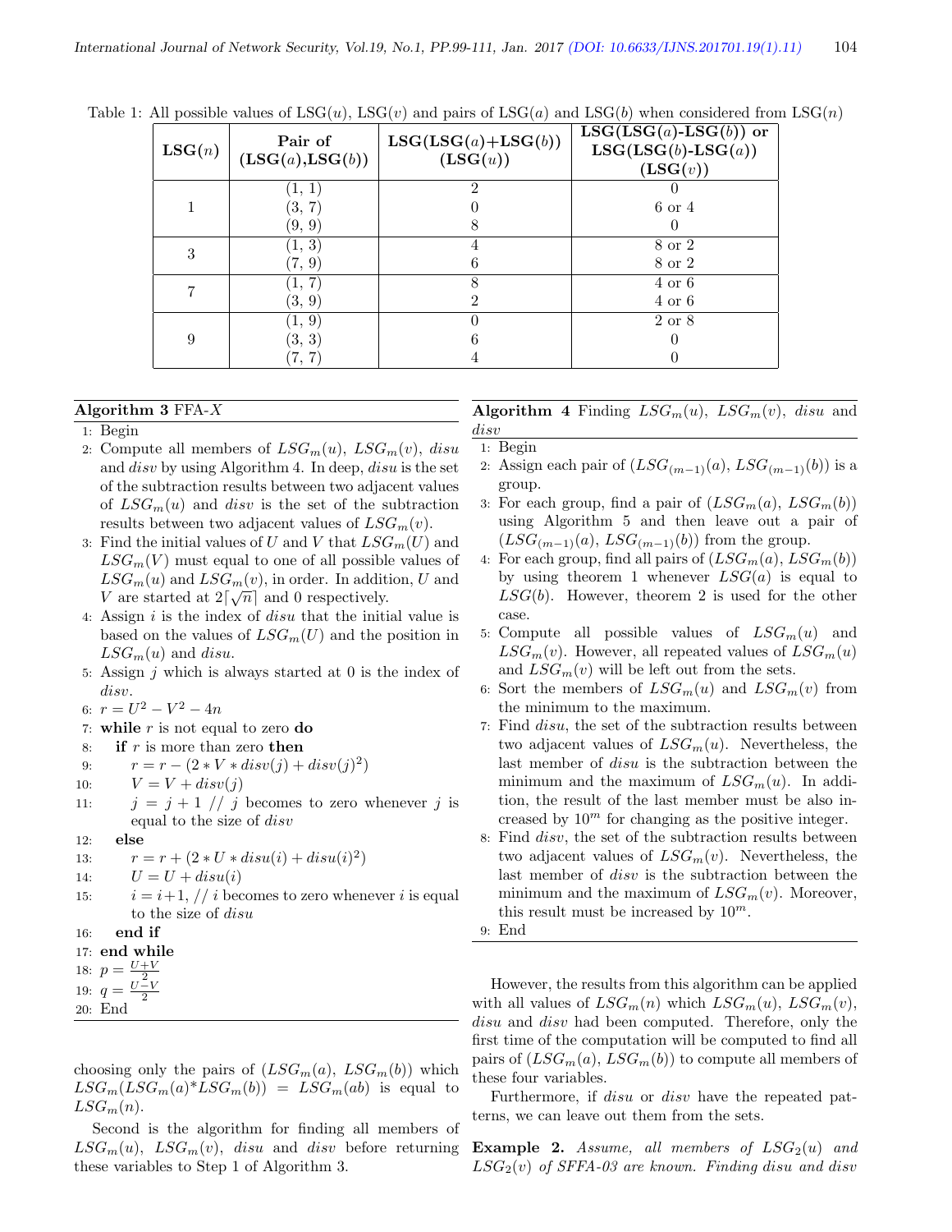Table 1: All possible values of LSG($u$), LSG($v$) and pairs of LSG($a$) and LSG($b$) when considered from LSG($n$)

| **LSG($n$)** | **Pair of (LSG($a$),LSG($b$))** | **LSG(LSG($a$)+LSG($b$)) (LSG($u$))** | **LSG(LSG($a$)-LSG($b$)) or LSG(LSG($b$)-LSG($a$)) (LSG($v$))** |
|---|---|---|---|
| 1 | (1, 1) | 2 | 0 |
| | (3, 7) | 0 | 6 or 4 |
| | (9, 9) | 8 | 0 |
| 3 | (1, 3) | 4 | 8 or 2 |
| | (7, 9) | 6 | 8 or 2 |
| 7 | (1, 7) | 8 | 4 or 6 |
| | (3, 9) | 2 | 4 or 6 |
| 9 | (1, 9) | 0 | 2 or 8 |
| | (3, 3) | 6 | 0 |
| | (7, 7) | 4 | 0 |

**Algorithm 3** FFA-$X$

1: Begin
2: Compute all members of $LSG_m(u)$, $LSG_m(v)$, $disu$ and $disv$ by using Algorithm 4. In deep, $disu$ is the set of the subtraction results between two adjacent values of $LSG_m(u)$ and $disv$ is the set of the subtraction results between two adjacent values of $LSG_m(v)$.
3: Find the initial values of $U$ and $V$ that $LSG_m(U)$ and $LSG_m(V)$ must equal to one of all possible values of $LSG_m(u)$ and $LSG_m(v)$, in order. In addition, $U$ and $V$ are started at $2\lceil\sqrt{n}\rceil$ and 0 respectively.
4: Assign $i$ is the index of $disu$ that the initial value is based on the values of $LSG_m(U)$ and the position in $LSG_m(u)$ and $disu$.
5: Assign $j$ which is always started at 0 is the index of $disv$.
6: $r = U^2 - V^2 - 4n$
7: **while** $r$ is not equal to zero **do**
8: **if** $r$ is more than zero **then**
9: $r = r - (2 * V * disv(j) + disv(j)^2)$
10: $V = V + disv(j)$
11: $j = j + 1$ // $j$ becomes to zero whenever $j$ is equal to the size of $disv$
12: **else**
13: $r = r + (2 * U * disu(i) + disu(i)^2)$
14: $U = U + disu(i)$
15: $i = i+1$, // $i$ becomes to zero whenever $i$ is equal to the size of $disu$
16: **end if**
17: **end while**
18: $p = \frac{U+V}{2}$
19: $q = \frac{U-V}{2}$
20: End

choosing only the pairs of ($LSG_m(a)$, $LSG_m(b)$) which $LSG_m(LSG_m(a)*LSG_m(b)) = LSG_m(ab)$ is equal to $LSG_m(n)$.

Second is the algorithm for finding all members of $LSG_m(u)$, $LSG_m(v)$, $disu$ and $disv$ before returning these variables to Step 1 of Algorithm 3.

**Algorithm 4** Finding $LSG_m(u)$, $LSG_m(v)$, $disu$ and $disv$

1: Begin
2: Assign each pair of ($LSG_{(m-1)}(a)$, $LSG_{(m-1)}(b)$) is a group.
3: For each group, find a pair of ($LSG_m(a)$, $LSG_m(b)$) using Algorithm 5 and then leave out a pair of ($LSG_{(m-1)}(a)$, $LSG_{(m-1)}(b)$) from the group.
4: For each group, find all pairs of ($LSG_m(a)$, $LSG_m(b)$) by using theorem 1 whenever $LSG(a)$ is equal to $LSG(b)$. However, theorem 2 is used for the other case.
5: Compute all possible values of $LSG_m(u)$ and $LSG_m(v)$. However, all repeated values of $LSG_m(u)$ and $LSG_m(v)$ will be left out from the sets.
6: Sort the members of $LSG_m(u)$ and $LSG_m(v)$ from the minimum to the maximum.
7: Find $disu$, the set of the subtraction results between two adjacent values of $LSG_m(u)$. Nevertheless, the last member of $disu$ is the subtraction between the minimum and the maximum of $LSG_m(u)$. In addition, the result of the last member must be also increased by $10^m$ for changing as the positive integer.
8: Find $disv$, the set of the subtraction results between two adjacent values of $LSG_m(v)$. Nevertheless, the last member of $disv$ is the subtraction between the minimum and the maximum of $LSG_m(v)$. Moreover, this result must be increased by $10^m$.
9: End

However, the results from this algorithm can be applied with all values of $LSG_m(n)$ which $LSG_m(u)$, $LSG_m(v)$, $disu$ and $disv$ had been computed. Therefore, only the first time of the computation will be computed to find all pairs of ($LSG_m(a)$, $LSG_m(b)$) to compute all members of these four variables.

Furthermore, if $disu$ or $disv$ have the repeated patterns, we can leave out them from the sets.

**Example 2.** *Assume, all members of $LSG_2(u)$ and $LSG_2(v)$ of SFFA-03 are known. Finding disu and disv*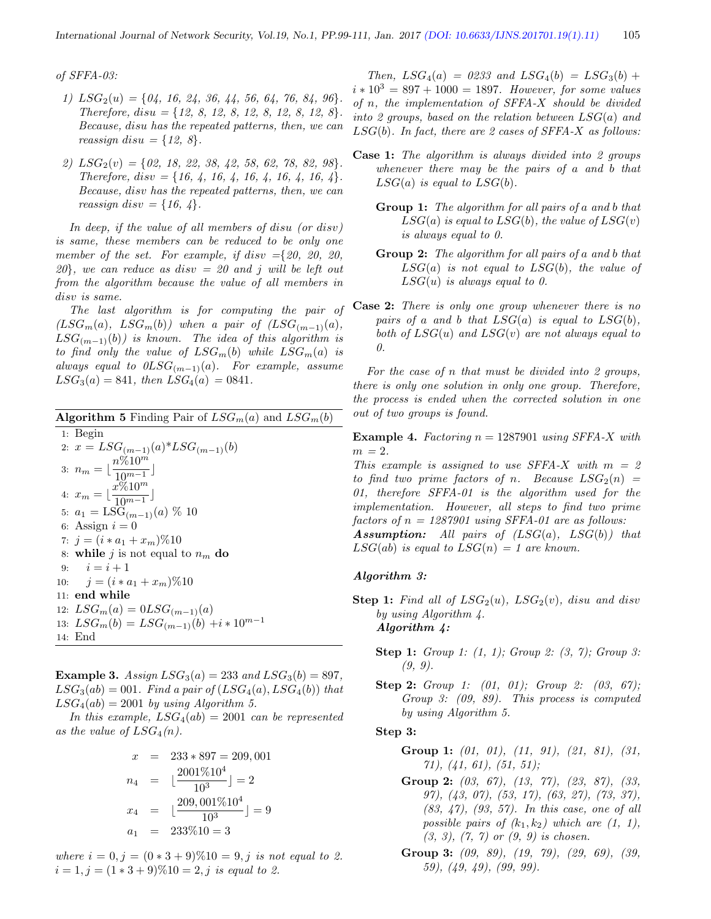*of SFFA-03:*

1) *$LSG_2(u)$ = {04, 16, 24, 36, 44, 56, 64, 76, 84, 96}. Therefore, disu = {12, 8, 12, 8, 12, 8, 12, 8, 12, 8}. Because, disu has the repeated patterns, then, we can reassign disu = {12, 8}.*

2) *$LSG_2(v)$ = {02, 18, 22, 38, 42, 58, 62, 78, 82, 98}. Therefore, disv = {16, 4, 16, 4, 16, 4, 16, 4, 16, 4}. Because, disv has the repeated patterns, then, we can reassign disv = {16, 4}.*

*In deep, if the value of all members of disu (or disv) is same, these members can be reduced to be only one member of the set. For example, if disv ={20, 20, 20, 20}, we can reduce as disv = 20 and j will be left out from the algorithm because the value of all members in disv is same.*

*The last algorithm is for computing the pair of ($LSG_m(a)$, $LSG_m(b)$) when a pair of ($LSG_{(m-1)}(a)$, $LSG_{(m-1)}(b)$) is known. The idea of this algorithm is to find only the value of $LSG_m(b)$ while $LSG_m(a)$ is always equal to $0LSG_{(m-1)}(a)$. For example, assume $LSG_3(a) = 841$, then $LSG_4(a) = 0841$.*

**Algorithm 5** Finding Pair of $LSG_m(a)$ and $LSG_m(b)$

```
1: Begin
2: x = LSG_(m-1)(a)*LSG_(m-1)(b)
3: n_m = ⌊ n%10^m / 10^(m-1) ⌋
4: x_m = ⌊ x%10^m / 10^(m-1) ⌋
5: a_1 = LSG_(m-1)(a) % 10
6: Assign i = 0
7: j = (i * a_1 + x_m)%10
8: while j is not equal to n_m do
9:    i = i + 1
10:   j = (i * a_1 + x_m)%10
11: end while
12: LSG_m(a) = 0LSG_(m-1)(a)
13: LSG_m(b) = LSG_(m-1)(b) + i * 10^(m-1)
14: End
```

**Example 3.** *Assign $LSG_3(a) = 233$ and $LSG_3(b) = 897$, $LSG_3(ab) = 001$. Find a pair of ($LSG_4(a)$, $LSG_4(b)$) that $LSG_4(ab) = 2001$ by using Algorithm 5.*

*In this example, $LSG_4(ab) = 2001$ can be represented as the value of $LSG_4(n)$.*

$$
\begin{aligned}
x &= 233 * 897 = 209,001 \\
n_4 &= \lfloor \frac{2001\%10^4}{10^3} \rfloor = 2 \\
x_4 &= \lfloor \frac{209,001\%10^4}{10^3} \rfloor = 9 \\
a_1 &= 233\%10 = 3
\end{aligned}
$$

*where $i = 0, j = (0 * 3 + 9)\%10 = 9$, j is not equal to 2. $i = 1, j = (1 * 3 + 9)\%10 = 2$, j is equal to 2.*

*Then, $LSG_4(a) = 0233$ and $LSG_4(b) = LSG_3(b) + i * 10^3 = 897 + 1000 = 1897$. However, for some values of n, the implementation of SFFA-X should be divided into 2 groups, based on the relation between LSG(a) and LSG(b). In fact, there are 2 cases of SFFA-X as follows:*

**Case 1:** *The algorithm is always divided into 2 groups whenever there may be the pairs of a and b that LSG(a) is equal to LSG(b).*

- **Group 1:** *The algorithm for all pairs of a and b that LSG(a) is equal to LSG(b), the value of LSG(v) is always equal to 0.*
- **Group 2:** *The algorithm for all pairs of a and b that LSG(a) is not equal to LSG(b), the value of LSG(u) is always equal to 0.*

**Case 2:** *There is only one group whenever there is no pairs of a and b that LSG(a) is equal to LSG(b), both of LSG(u) and LSG(v) are not always equal to 0.*

*For the case of n that must be divided into 2 groups, there is only one solution in only one group. Therefore, the process is ended when the corrected solution in one out of two groups is found.*

**Example 4.** *Factoring n = 1287901 using SFFA-X with m = 2.*

*This example is assigned to use SFFA-X with m = 2 to find two prime factors of n. Because $LSG_2(n)$ = 01, therefore SFFA-01 is the algorithm used for the implementation. However, all steps to find two prime factors of n = 1287901 using SFFA-01 are as follows:*

***Assumption:*** *All pairs of (LSG(a), LSG(b)) that LSG(ab) is equal to LSG(n) = 1 are known.*

***Algorithm 3:***

**Step 1:** *Find all of $LSG_2(u)$, $LSG_2(v)$, disu and disv by using Algorithm 4.*

***Algorithm 4:***

- **Step 1:** *Group 1: (1, 1); Group 2: (3, 7); Group 3: (9, 9).*
- **Step 2:** *Group 1: (01, 01); Group 2: (03, 67); Group 3: (09, 89). This process is computed by using Algorithm 5.*
- **Step 3:**
  - **Group 1:** *(01, 01), (11, 91), (21, 81), (31, 71), (41, 61), (51, 51);*
  - **Group 2:** *(03, 67), (13, 77), (23, 87), (33, 97), (43, 07), (53, 17), (63, 27), (73, 37), (83, 47), (93, 57). In this case, one of all possible pairs of ($k_1, k_2$) which are (1, 1), (3, 3), (7, 7) or (9, 9) is chosen.*
  - **Group 3:** *(09, 89), (19, 79), (29, 69), (39, 59), (49, 49), (99, 99).*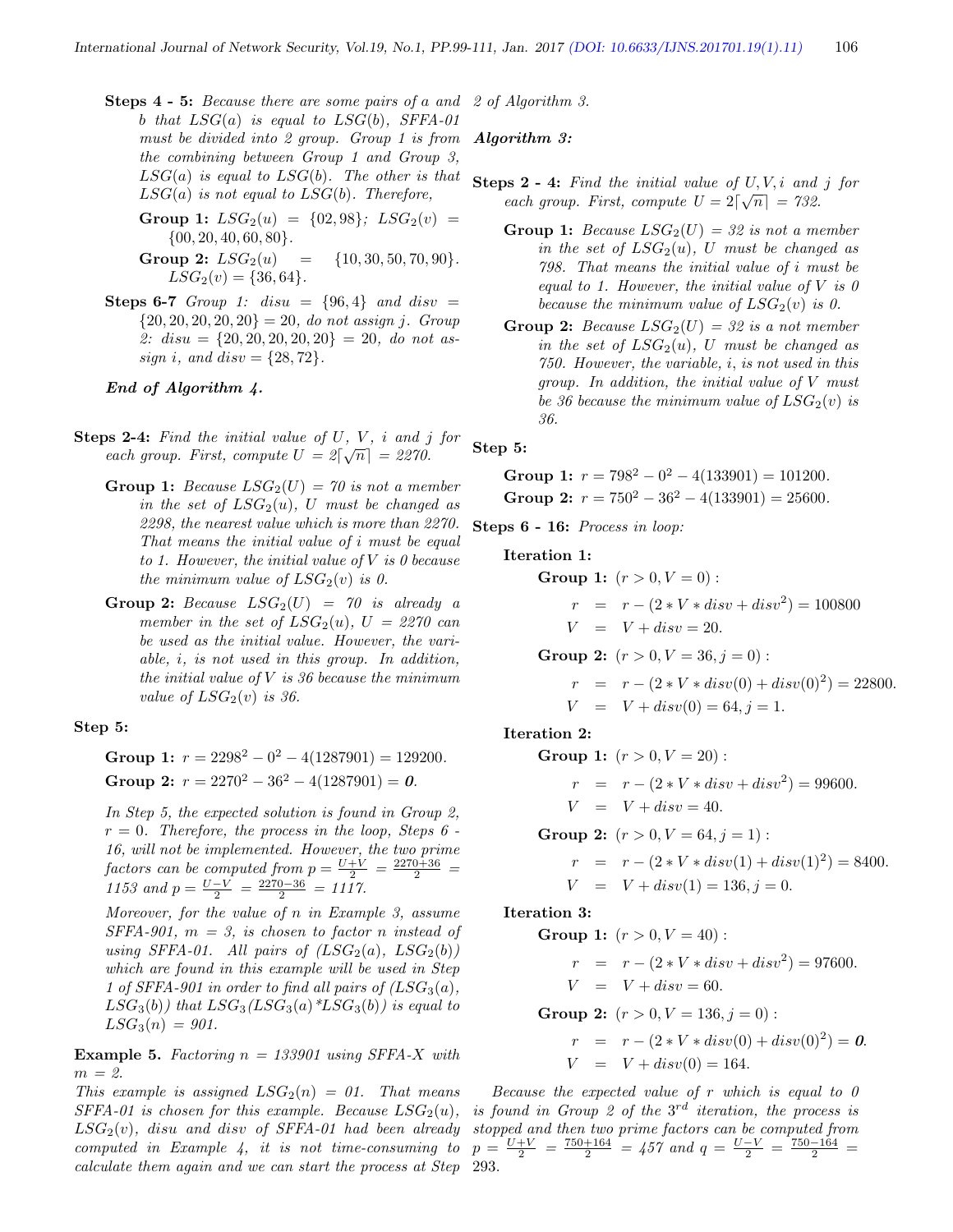**Steps 4 - 5:** *Because there are some pairs of a and b that $LSG(a)$ is equal to $LSG(b)$, SFFA-01 must be divided into 2 group. Group 1 is from the combining between Group 1 and Group 3, $LSG(a)$ is equal to $LSG(b)$. The other is that $LSG(a)$ is not equal to $LSG(b)$. Therefore,*

**Group 1:** $LSG_2(u) = \{02, 98\}$; $LSG_2(v) = \{00, 20, 40, 60, 80\}$.

**Group 2:** $LSG_2(u) = \{10, 30, 50, 70, 90\}$. $LSG_2(v) = \{36, 64\}$.

**Steps 6-7** *Group 1: $disu = \{96, 4\}$ and $disv = \{20, 20, 20, 20, 20\} = 20$, do not assign j. Group 2: $disu = \{20, 20, 20, 20, 20\} = 20$, do not assign i, and $disv = \{28, 72\}$.*

***End of Algorithm 4.***

**Steps 2-4:** *Find the initial value of U, V, i and j for each group. First, compute $U = 2\lceil\sqrt{n}\rceil$ = 2270.*

**Group 1:** *Because $LSG_2(U)$ = 70 is not a member in the set of $LSG_2(u)$, U must be changed as 2298, the nearest value which is more than 2270. That means the initial value of i must be equal to 1. However, the initial value of V is 0 because the minimum value of $LSG_2(v)$ is 0.*

**Group 2:** *Because $LSG_2(U)$ = 70 is already a member in the set of $LSG_2(u)$, U = 2270 can be used as the initial value. However, the variable, i, is not used in this group. In addition, the initial value of V is 36 because the minimum value of $LSG_2(v)$ is 36.*

**Step 5:**

**Group 1:** $r = 2298^2 - 0^2 - 4(1287901) = 129200$.

**Group 2:** $r = 2270^2 - 36^2 - 4(1287901) = \boldsymbol{0}$.

*In Step 5, the expected solution is found in Group 2, r = 0. Therefore, the process in the loop, Steps 6 - 16, will not be implemented. However, the two prime factors can be computed from $p = \frac{U+V}{2} = \frac{2270+36}{2}$ = 1153 and $p = \frac{U-V}{2} = \frac{2270-36}{2}$ = 1117.*

*Moreover, for the value of n in Example 3, assume SFFA-901, m = 3, is chosen to factor n instead of using SFFA-01. All pairs of ($LSG_2(a)$, $LSG_2(b)$) which are found in this example will be used in Step 1 of SFFA-901 in order to find all pairs of ($LSG_3(a)$, $LSG_3(b)$) that $LSG_3(LSG_3(a)*LSG_3(b))$ is equal to $LSG_3(n)$ = 901.*

**Example 5.** *Factoring n = 133901 using SFFA-X with m = 2.*

*This example is assigned $LSG_2(n)$ = 01. That means SFFA-01 is chosen for this example. Because $LSG_2(u)$, $LSG_2(v)$, disu and disv of SFFA-01 had been already computed in Example 4, it is not time-consuming to calculate them again and we can start the process at Step 2 of Algorithm 3.*

***Algorithm 3:***

**Steps 2 - 4:** *Find the initial value of U, V, i and j for each group. First, compute $U = 2\lceil\sqrt{n}\rceil$ = 732.*

**Group 1:** *Because $LSG_2(U)$ = 32 is not a member in the set of $LSG_2(u)$, U must be changed as 798. That means the initial value of i must be equal to 1. However, the initial value of V is 0 because the minimum value of $LSG_2(v)$ is 0.*

**Group 2:** *Because $LSG_2(U)$ = 32 is a not member in the set of $LSG_2(u)$, U must be changed as 750. However, the variable, i, is not used in this group. In addition, the initial value of V must be 36 because the minimum value of $LSG_2(v)$ is 36.*

**Step 5:**

**Group 1:** $r = 798^2 - 0^2 - 4(133901) = 101200$.

**Group 2:** $r = 750^2 - 36^2 - 4(133901) = 25600$.

**Steps 6 - 16:** *Process in loop:*

**Iteration 1:**

**Group 1:** $(r > 0, V = 0)$ :

$$r = r - (2 * V * disv + disv^2) = 100800$$
$$V = V + disv = 20.$$

**Group 2:** $(r > 0, V = 36, j = 0)$ :

$$r = r - (2 * V * disv(0) + disv(0)^2) = 22800.$$
$$V = V + disv(0) = 64, j = 1.$$

**Iteration 2:**

**Group 1:** $(r > 0, V = 20)$ :

$$r = r - (2 * V * disv + disv^2) = 99600.$$
$$V = V + disv = 40.$$

**Group 2:** $(r > 0, V = 64, j = 1)$ :

$$r = r - (2 * V * disv(1) + disv(1)^2) = 8400.$$
$$V = V + disv(1) = 136, j = 0.$$

**Iteration 3:**

**Group 1:** $(r > 0, V = 40)$ :

$$r = r - (2 * V * disv + disv^2) = 97600.$$
$$V = V + disv = 60.$$

**Group 2:** $(r > 0, V = 136, j = 0)$ :

$$r = r - (2 * V * disv(0) + disv(0)^2) = \boldsymbol{0}.$$
$$V = V + disv(0) = 164.$$

*Because the expected value of r which is equal to 0 is found in Group 2 of the $3^{rd}$ iteration, the process is stopped and then two prime factors can be computed from $p = \frac{U+V}{2} = \frac{750+164}{2}$ = 457 and $q = \frac{U-V}{2} = \frac{750-164}{2}$ = 293.*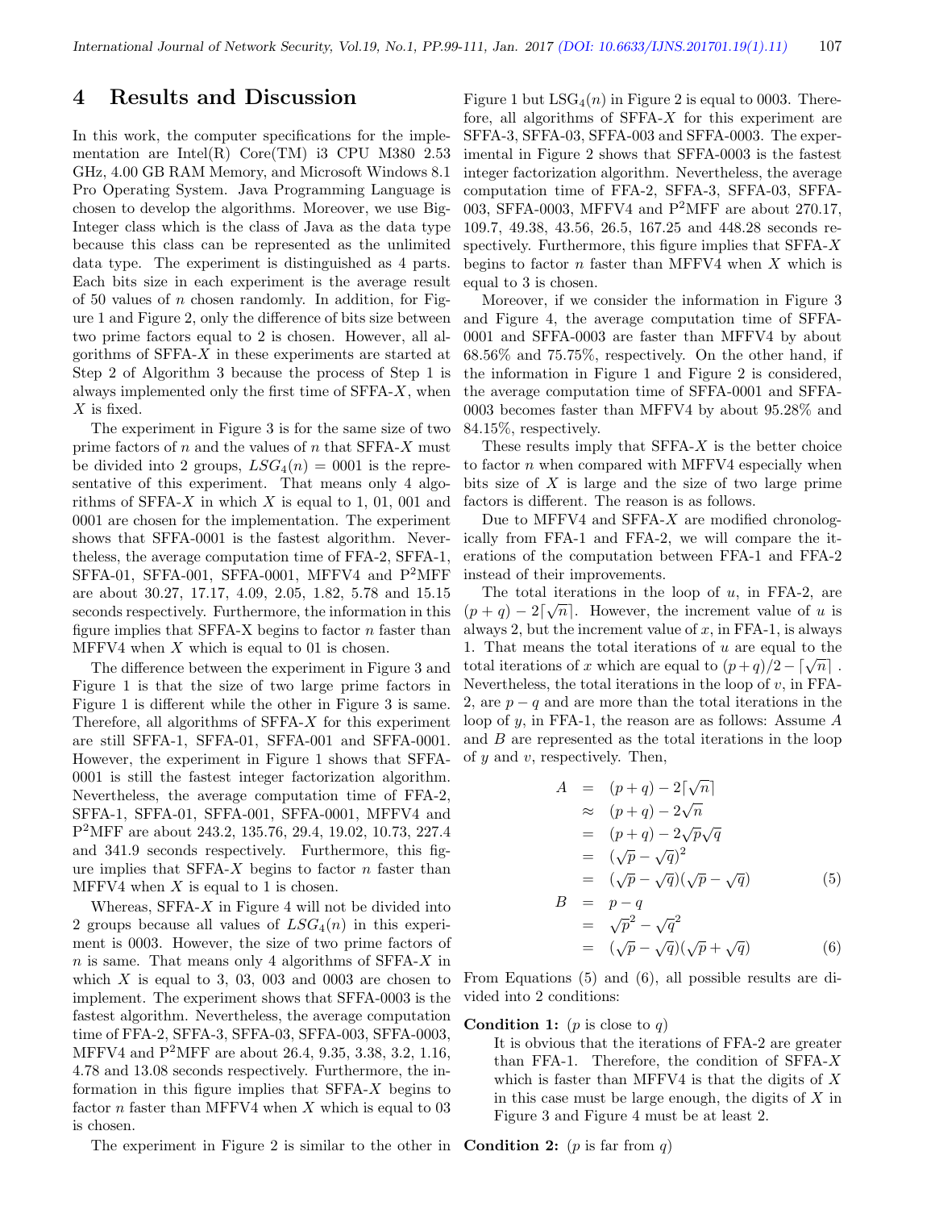## 4 Results and Discussion

In this work, the computer specifications for the implementation are Intel(R) Core(TM) i3 CPU M380 2.53 GHz, 4.00 GB RAM Memory, and Microsoft Windows 8.1 Pro Operating System. Java Programming Language is chosen to develop the algorithms. Moreover, we use BigInteger class which is the class of Java as the data type because this class can be represented as the unlimited data type. The experiment is distinguished as 4 parts. Each bits size in each experiment is the average result of 50 values of $n$ chosen randomly. In addition, for Figure 1 and Figure 2, only the difference of bits size between two prime factors equal to 2 is chosen. However, all algorithms of SFFA-$X$ in these experiments are started at Step 2 of Algorithm 3 because the process of Step 1 is always implemented only the first time of SFFA-$X$, when $X$ is fixed.

The experiment in Figure 3 is for the same size of two prime factors of $n$ and the values of $n$ that SFFA-$X$ must be divided into 2 groups, $LSG_4(n) = 0001$ is the representative of this experiment. That means only 4 algorithms of SFFA-$X$ in which $X$ is equal to 1, 01, 001 and 0001 are chosen for the implementation. The experiment shows that SFFA-0001 is the fastest algorithm. Nevertheless, the average computation time of FFA-2, SFFA-1, SFFA-01, SFFA-001, SFFA-0001, MFFV4 and P$^2$MFF are about 30.27, 17.17, 4.09, 2.05, 1.82, 5.78 and 15.15 seconds respectively. Furthermore, the information in this figure implies that SFFA-X begins to factor $n$ faster than MFFV4 when $X$ which is equal to 01 is chosen.

The difference between the experiment in Figure 3 and Figure 1 is that the size of two large prime factors in Figure 1 is different while the other in Figure 3 is same. Therefore, all algorithms of SFFA-$X$ for this experiment are still SFFA-1, SFFA-01, SFFA-001 and SFFA-0001. However, the experiment in Figure 1 shows that SFFA-0001 is still the fastest integer factorization algorithm. Nevertheless, the average computation time of FFA-2, SFFA-1, SFFA-01, SFFA-001, SFFA-0001, MFFV4 and P$^2$MFF are about 243.2, 135.76, 29.4, 19.02, 10.73, 227.4 and 341.9 seconds respectively. Furthermore, this figure implies that SFFA-$X$ begins to factor $n$ faster than MFFV4 when $X$ is equal to 1 is chosen.

Whereas, SFFA-$X$ in Figure 4 will not be divided into 2 groups because all values of $LSG_4(n)$ in this experiment is 0003. However, the size of two prime factors of $n$ is same. That means only 4 algorithms of SFFA-$X$ in which $X$ is equal to 3, 03, 003 and 0003 are chosen to implement. The experiment shows that SFFA-0003 is the fastest algorithm. Nevertheless, the average computation time of FFA-2, SFFA-3, SFFA-03, SFFA-003, SFFA-0003, MFFV4 and P$^2$MFF are about 26.4, 9.35, 3.38, 3.2, 1.16, 4.78 and 13.08 seconds respectively. Furthermore, the information in this figure implies that SFFA-$X$ begins to factor $n$ faster than MFFV4 when $X$ which is equal to 03 is chosen.

The experiment in Figure 2 is similar to the other in Figure 1 but $LSG_4(n)$ in Figure 2 is equal to 0003. Therefore, all algorithms of SFFA-$X$ for this experiment are SFFA-3, SFFA-03, SFFA-003 and SFFA-0003. The experimental in Figure 2 shows that SFFA-0003 is the fastest integer factorization algorithm. Nevertheless, the average computation time of FFA-2, SFFA-3, SFFA-03, SFFA-003, SFFA-0003, MFFV4 and P$^2$MFF are about 270.17, 109.7, 49.38, 43.56, 26.5, 167.25 and 448.28 seconds respectively. Furthermore, this figure implies that SFFA-$X$ begins to factor $n$ faster than MFFV4 when $X$ which is equal to 3 is chosen.

Moreover, if we consider the information in Figure 3 and Figure 4, the average computation time of SFFA-0001 and SFFA-0003 are faster than MFFV4 by about 68.56% and 75.75%, respectively. On the other hand, if the information in Figure 1 and Figure 2 is considered, the average computation time of SFFA-0001 and SFFA-0003 becomes faster than MFFV4 by about 95.28% and 84.15%, respectively.

These results imply that SFFA-$X$ is the better choice to factor $n$ when compared with MFFV4 especially when bits size of $X$ is large and the size of two large prime factors is different. The reason is as follows.

Due to MFFV4 and SFFA-$X$ are modified chronologically from FFA-1 and FFA-2, we will compare the iterations of the computation between FFA-1 and FFA-2 instead of their improvements.

The total iterations in the loop of $u$, in FFA-2, are $(p+q) - 2\lceil\sqrt{n}\rceil$. However, the increment value of $u$ is always 2, but the increment value of $x$, in FFA-1, is always 1. That means the total iterations of $u$ are equal to the total iterations of $x$ which are equal to $(p+q)/2 - \lceil\sqrt{n}\rceil$. Nevertheless, the total iterations in the loop of $v$, in FFA-2, are $p - q$ and are more than the total iterations in the loop of $y$, in FFA-1, the reason are as follows: Assume $A$ and $B$ are represented as the total iterations in the loop of $y$ and $v$, respectively. Then,

$$
\begin{aligned}
A &= (p+q) - 2\lceil\sqrt{n}\rceil \\
&\approx (p+q) - 2\sqrt{n} \\
&= (p+q) - 2\sqrt{p}\sqrt{q} \\
&= (\sqrt{p}-\sqrt{q})^2 \\
&= (\sqrt{p}-\sqrt{q})(\sqrt{p}-\sqrt{q}) \qquad (5)
\end{aligned}
$$

$$
\begin{aligned}
B &= p - q \\
&= \sqrt{p}^2 - \sqrt{q}^2 \\
&= (\sqrt{p}-\sqrt{q})(\sqrt{p}+\sqrt{q}) \qquad (6)
\end{aligned}
$$

From Equations (5) and (6), all possible results are divided into 2 conditions:

**Condition 1:** ($p$ is close to $q$)

It is obvious that the iterations of FFA-2 are greater than FFA-1. Therefore, the condition of SFFA-$X$ which is faster than MFFV4 is that the digits of $X$ in this case must be large enough, the digits of $X$ in Figure 3 and Figure 4 must be at least 2.

**Condition 2:** ($p$ is far from $q$)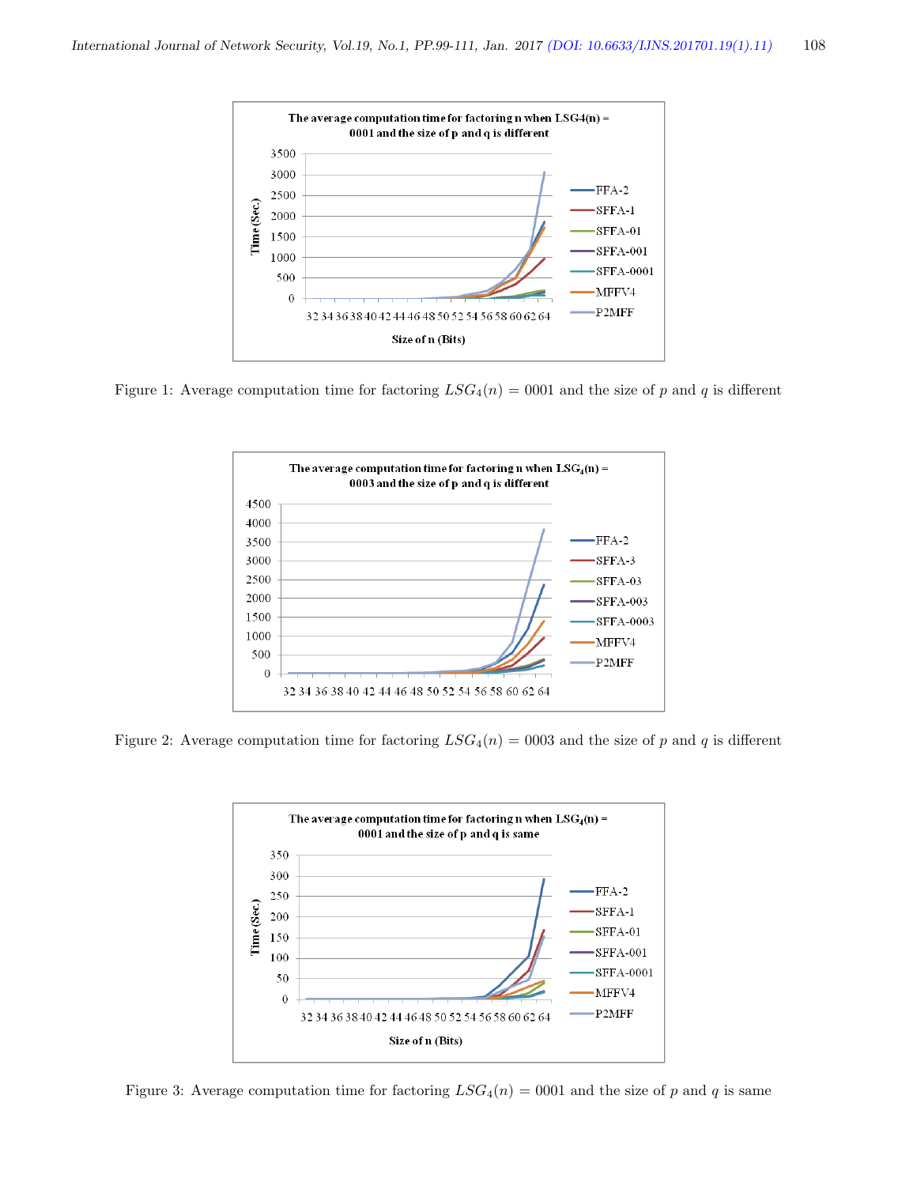Figure 1: Average computation time for factoring $LSG_4(n) = 0001$ and the size of $p$ and $q$ is different

Figure 2: Average computation time for factoring $LSG_4(n) = 0003$ and the size of $p$ and $q$ is different

Figure 3: Average computation time for factoring $LSG_4(n) = 0001$ and the size of $p$ and $q$ is same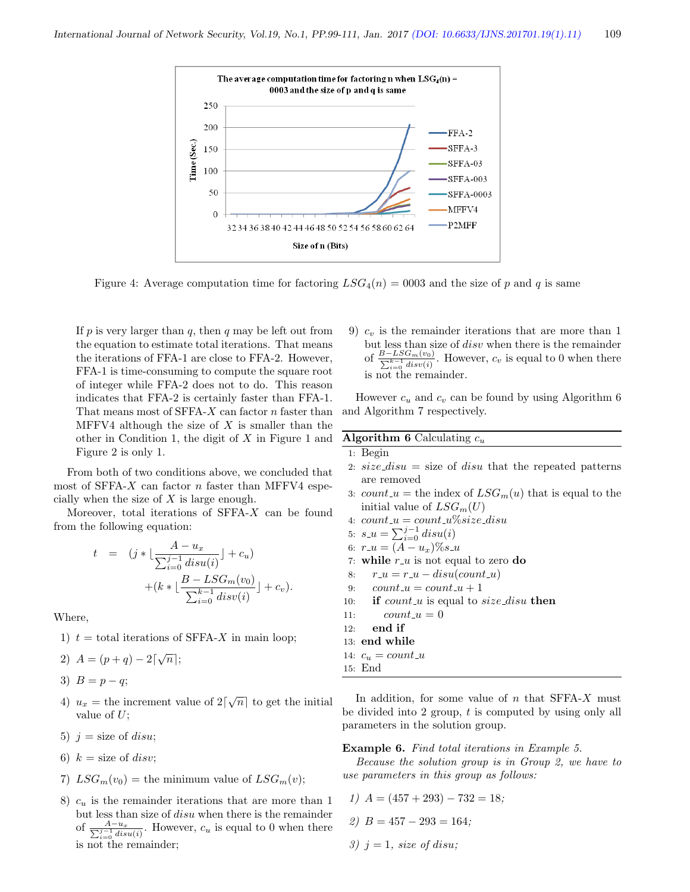Figure 4: Average computation time for factoring $LSG_4(n) = 0003$ and the size of $p$ and $q$ is same

If $p$ is very larger than $q$, then $q$ may be left out from the equation to estimate total iterations. That means the iterations of FFA-1 are close to FFA-2. However, FFA-1 is time-consuming to compute the square root of integer while FFA-2 does not to do. This reason indicates that FFA-2 is certainly faster than FFA-1. That means most of SFFA-$X$ can factor $n$ faster than MFFV4 although the size of $X$ is smaller than the other in Condition 1, the digit of $X$ in Figure 1 and Figure 2 is only 1.

From both of two conditions above, we concluded that most of SFFA-$X$ can factor $n$ faster than MFFV4 especially when the size of $X$ is large enough.

Moreover, total iterations of SFFA-$X$ can be found from the following equation:

$$
\begin{aligned}
t &= (j * \lfloor \frac{A - u_x}{\sum_{i=0}^{j-1} disu(i)} \rfloor + c_u) \\
&\quad + (k * \lfloor \frac{B - LSG_m(v_0)}{\sum_{i=0}^{k-1} disv(i)} \rfloor + c_v).
\end{aligned}
$$

Where,

1) $t$ = total iterations of SFFA-$X$ in main loop;
2) $A = (p+q) - 2\lceil\sqrt{n}\rceil$;
3) $B = p - q$;
4) $u_x$ = the increment value of $2\lceil\sqrt{n}\rceil$ to get the initial value of $U$;
5) $j$ = size of $disu$;
6) $k$ = size of $disv$;
7) $LSG_m(v_0)$ = the minimum value of $LSG_m(v)$;
8) $c_u$ is the remainder iterations that are more than 1 but less than size of $disu$ when there is the remainder of $\frac{A-u_x}{\sum_{i=0}^{j-1} disu(i)}$. However, $c_u$ is equal to 0 when there is not the remainder;
9) $c_v$ is the remainder iterations that are more than 1 but less than size of $disv$ when there is the remainder of $\frac{B-LSG_m(v_0)}{\sum_{i=0}^{k-1} disv(i)}$. However, $c_v$ is equal to 0 when there is not the remainder.

However $c_u$ and $c_v$ can be found by using Algorithm 6 and Algorithm 7 respectively.

**Algorithm 6** Calculating $c_u$

```
1:  Begin
2:  size_disu = size of disu that the repeated patterns are removed
3:  count_u = the index of LSG_m(u) that is equal to the initial value of LSG_m(U)
4:  count_u = count_u%size_disu
5:  s_u = Σ_{i=0}^{j-1} disu(i)
6:  r_u = (A − u_x)%s_u
7:  while r_u is not equal to zero do
8:      r_u = r_u − disu(count_u)
9:      count_u = count_u + 1
10:     if count_u is equal to size_disu then
11:         count_u = 0
12:     end if
13: end while
14: c_u = count_u
15: End
```

In addition, for some value of $n$ that SFFA-$X$ must be divided into 2 group, $t$ is computed by using only all parameters in the solution group.

**Example 6.** *Find total iterations in Example 5.*

*Because the solution group is in Group 2, we have to use parameters in this group as follows:*

1) $A = (457 + 293) - 732 = 18$;
2) $B = 457 - 293 = 164$;
3) $j = 1$, *size of* $disu$;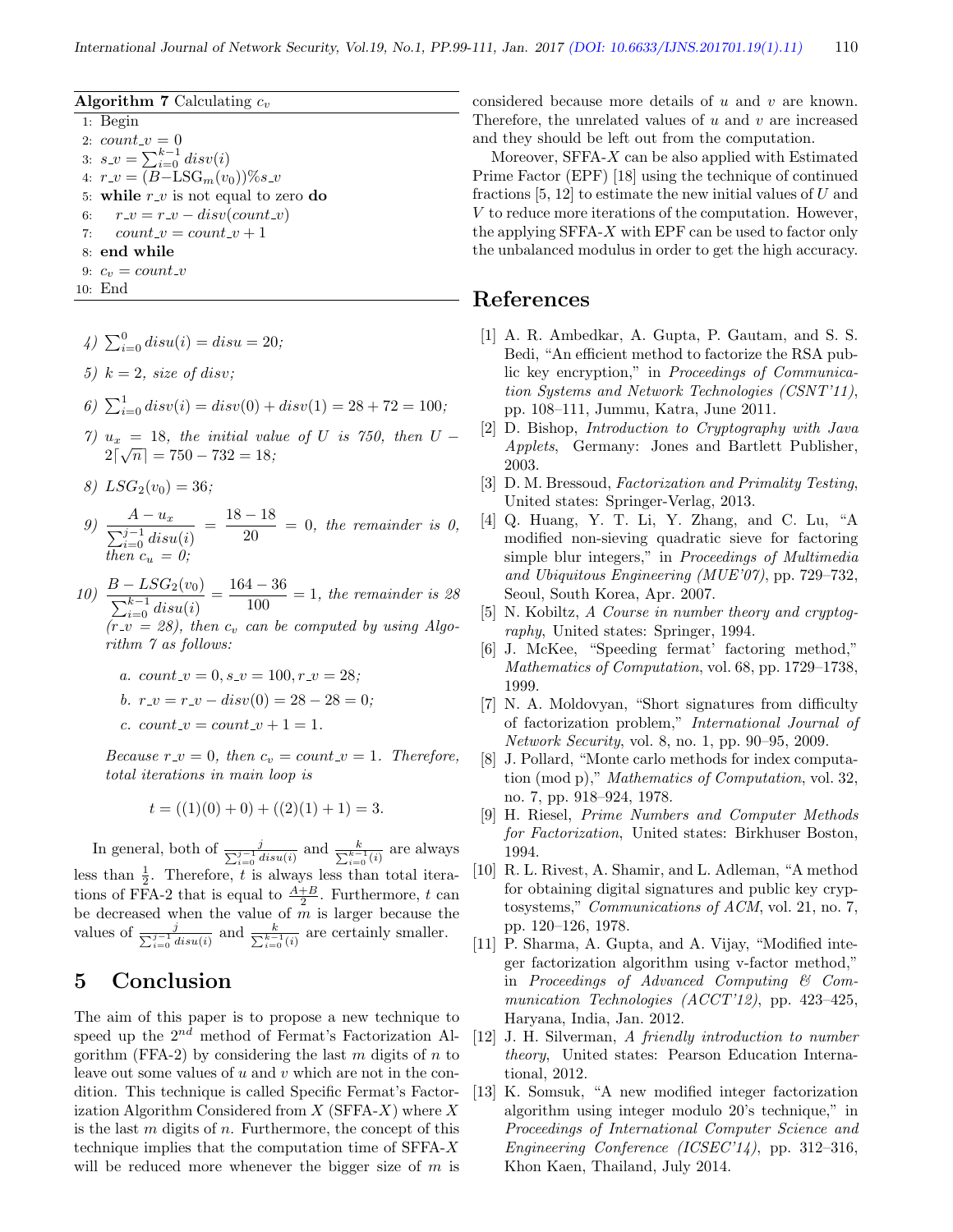**Algorithm 7** Calculating $c_v$

```
1: Begin
2: count_v = 0
3: s_v = Σ_{i=0}^{k-1} disv(i)
4: r_v = (B−LSG_m(v_0))%s_v
5: while r_v is not equal to zero do
6:    r_v = r_v − disv(count_v)
7:    count_v = count_v + 1
8: end while
9: c_v = count_v
10: End
```

4) $\sum_{i=0}^{0} disu(i) = disu = 20$;

5) $k = 2$, *size of* $disv$;

6) $\sum_{i=0}^{1} disv(i) = disv(0) + disv(1) = 28 + 72 = 100$;

7) $u_x = 18$, *the initial value of* $U$ *is 750, then* $U - 2\lceil\sqrt{n}\rceil = 750 - 732 = 18$;

8) $LSG_2(v_0) = 36$;

9) $\dfrac{A - u_x}{\sum_{i=0}^{j-1} disu(i)} = \dfrac{18 - 18}{20} = 0$, *the remainder is 0, then* $c_u = 0$;

10) $\dfrac{B - LSG_2(v_0)}{\sum_{i=0}^{k-1} disu(i)} = \dfrac{164 - 36}{100} = 1$, *the remainder is 28* ($r\_v = 28$), *then* $c_v$ *can be computed by using Algorithm 7 as follows:*

   a. $count\_v = 0, s\_v = 100, r\_v = 28$;

   b. $r\_v = r\_v - disv(0) = 28 - 28 = 0$;

   c. $count\_v = count\_v + 1 = 1$.

   *Because* $r\_v = 0$, *then* $c_v = count\_v = 1$. *Therefore, total iterations in main loop is*

$$t = ((1)(0) + 0) + ((2)(1) + 1) = 3.$$

In general, both of $\frac{j}{\sum_{i=0}^{j-1} disu(i)}$ and $\frac{k}{\sum_{i=0}^{k-1}(i)}$ are always less than $\frac{1}{2}$. Therefore, $t$ is always less than total iterations of FFA-2 that is equal to $\frac{A+B}{2}$. Furthermore, $t$ can be decreased when the value of $m$ is larger because the values of $\frac{j}{\sum_{i=0}^{j-1} disu(i)}$ and $\frac{k}{\sum_{i=0}^{k-1}(i)}$ are certainly smaller.

## 5 Conclusion

The aim of this paper is to propose a new technique to speed up the $2^{nd}$ method of Fermat's Factorization Algorithm (FFA-2) by considering the last $m$ digits of $n$ to leave out some values of $u$ and $v$ which are not in the condition. This technique is called Specific Fermat's Factorization Algorithm Considered from $X$ (SFFA-$X$) where $X$ is the last $m$ digits of $n$. Furthermore, the concept of this technique implies that the computation time of SFFA-$X$ will be reduced more whenever the bigger size of $m$ is considered because more details of $u$ and $v$ are known. Therefore, the unrelated values of $u$ and $v$ are increased and they should be left out from the computation.

Moreover, SFFA-$X$ can be also applied with Estimated Prime Factor (EPF) [18] using the technique of continued fractions [5, 12] to estimate the new initial values of $U$ and $V$ to reduce more iterations of the computation. However, the applying SFFA-$X$ with EPF can be used to factor only the unbalanced modulus in order to get the high accuracy.

## References

[1] A. R. Ambedkar, A. Gupta, P. Gautam, and S. S. Bedi, "An efficient method to factorize the RSA public key encryption," in *Proceedings of Communication Systems and Network Technologies (CSNT'11)*, pp. 108–111, Jummu, Katra, June 2011.

[2] D. Bishop, *Introduction to Cryptography with Java Applets*, Germany: Jones and Bartlett Publisher, 2003.

[3] D. M. Bressoud, *Factorization and Primality Testing*, United states: Springer-Verlag, 2013.

[4] Q. Huang, Y. T. Li, Y. Zhang, and C. Lu, "A modified non-sieving quadratic sieve for factoring simple blur integers," in *Proceedings of Multimedia and Ubiquitous Engineering (MUE'07)*, pp. 729–732, Seoul, South Korea, Apr. 2007.

[5] N. Kobiltz, *A Course in number theory and cryptography*, United states: Springer, 1994.

[6] J. McKee, "Speeding fermat' factoring method," *Mathematics of Computation*, vol. 68, pp. 1729–1738, 1999.

[7] N. A. Moldovyan, "Short signatures from difficulty of factorization problem," *International Journal of Network Security*, vol. 8, no. 1, pp. 90–95, 2009.

[8] J. Pollard, "Monte carlo methods for index computation (mod p)," *Mathematics of Computation*, vol. 32, no. 7, pp. 918–924, 1978.

[9] H. Riesel, *Prime Numbers and Computer Methods for Factorization*, United states: Birkhuser Boston, 1994.

[10] R. L. Rivest, A. Shamir, and L. Adleman, "A method for obtaining digital signatures and public key cryptosystems," *Communications of ACM*, vol. 21, no. 7, pp. 120–126, 1978.

[11] P. Sharma, A. Gupta, and A. Vijay, "Modified integer factorization algorithm using v-factor method," in *Proceedings of Advanced Computing & Communication Technologies (ACCT'12)*, pp. 423–425, Haryana, India, Jan. 2012.

[12] J. H. Silverman, *A friendly introduction to number theory*, United states: Pearson Education International, 2012.

[13] K. Somsuk, "A new modified integer factorization algorithm using integer modulo 20's technique," in *Proceedings of International Computer Science and Engineering Conference (ICSEC'14)*, pp. 312–316, Khon Kaen, Thailand, July 2014.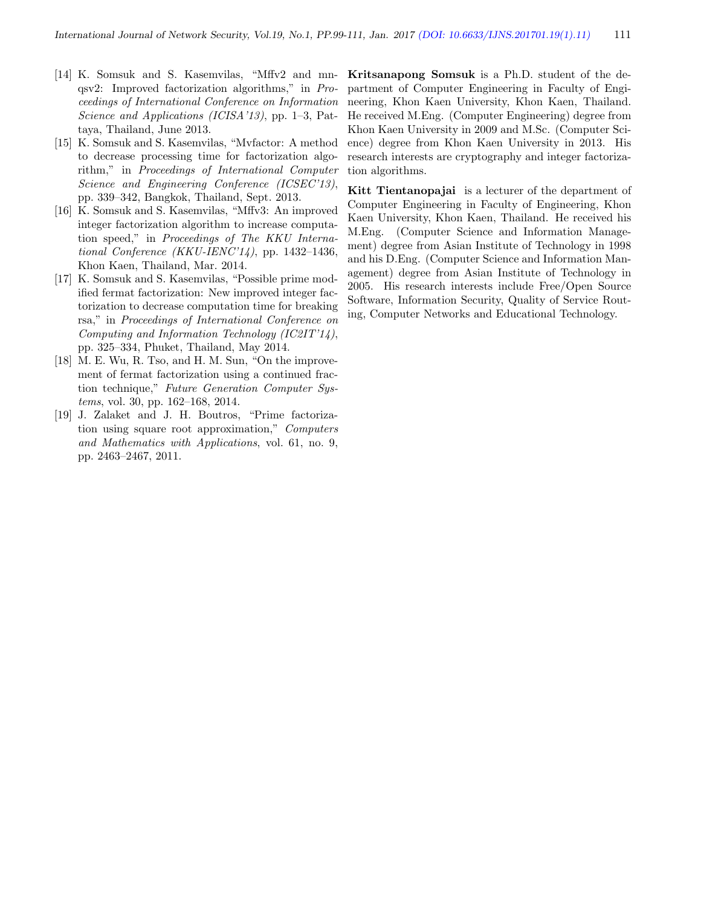[14] K. Somsuk and S. Kasemvilas, "Mffv2 and mnqsv2: Improved factorization algorithms," in *Proceedings of International Conference on Information Science and Applications (ICISA'13)*, pp. 1–3, Pattaya, Thailand, June 2013.

[15] K. Somsuk and S. Kasemvilas, "Mvfactor: A method to decrease processing time for factorization algorithm," in *Proceedings of International Computer Science and Engineering Conference (ICSEC'13)*, pp. 339–342, Bangkok, Thailand, Sept. 2013.

[16] K. Somsuk and S. Kasemvilas, "Mffv3: An improved integer factorization algorithm to increase computation speed," in *Proceedings of The KKU International Conference (KKU-IENC'14)*, pp. 1432–1436, Khon Kaen, Thailand, Mar. 2014.

[17] K. Somsuk and S. Kasemvilas, "Possible prime modified fermat factorization: New improved integer factorization to decrease computation time for breaking rsa," in *Proceedings of International Conference on Computing and Information Technology (IC2IT'14)*, pp. 325–334, Phuket, Thailand, May 2014.

[18] M. E. Wu, R. Tso, and H. M. Sun, "On the improvement of fermat factorization using a continued fraction technique," *Future Generation Computer Systems*, vol. 30, pp. 162–168, 2014.

[19] J. Zalaket and J. H. Boutros, "Prime factorization using square root approximation," *Computers and Mathematics with Applications*, vol. 61, no. 9, pp. 2463–2467, 2011.

**Kritsanapong Somsuk** is a Ph.D. student of the department of Computer Engineering in Faculty of Engineering, Khon Kaen University, Khon Kaen, Thailand. He received M.Eng. (Computer Engineering) degree from Khon Kaen University in 2009 and M.Sc. (Computer Science) degree from Khon Kaen University in 2013. His research interests are cryptography and integer factorization algorithms.

**Kitt Tientanopajai** is a lecturer of the department of Computer Engineering in Faculty of Engineering, Khon Kaen University, Khon Kaen, Thailand. He received his M.Eng. (Computer Science and Information Management) degree from Asian Institute of Technology in 1998 and his D.Eng. (Computer Science and Information Management) degree from Asian Institute of Technology in 2005. His research interests include Free/Open Source Software, Information Security, Quality of Service Routing, Computer Networks and Educational Technology.